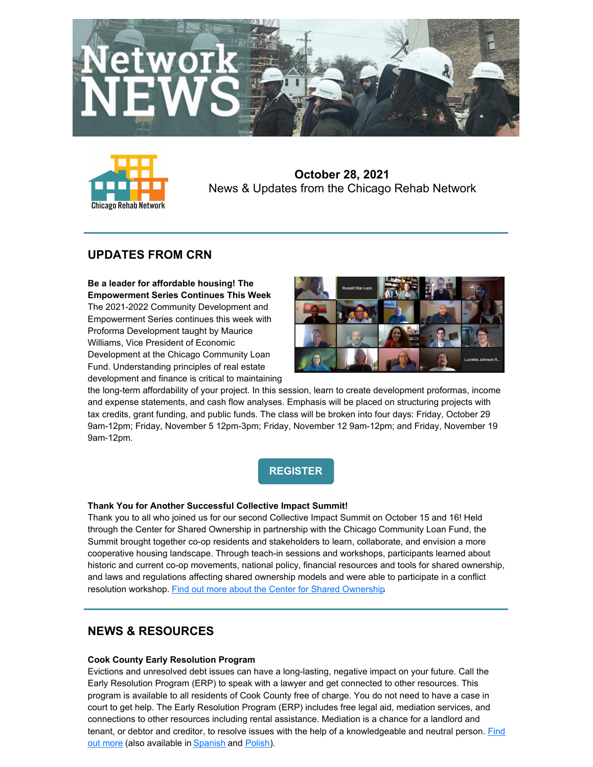# Network NEWS

**October 28, 2021**
News & Updates from the Chicago Rehab Network

## UPDATES FROM CRN

**Be a leader for affordable housing! The Empowerment Series Continues This Week**
The 2021-2022 Community Development and Empowerment Series continues this week with Proforma Development taught by Maurice Williams, Vice President of Economic Development at the Chicago Community Loan Fund. Understanding principles of real estate development and finance is critical to maintaining the long-term affordability of your project. In this session, learn to create development proformas, income and expense statements, and cash flow analyses. Emphasis will be placed on structuring projects with tax credits, grant funding, and public funds. The class will be broken into four days: Friday, October 29 9am-12pm; Friday, November 5 12pm-3pm; Friday, November 12 9am-12pm; and Friday, November 19 9am-12pm.

REGISTER

**Thank You for Another Successful Collective Impact Summit!**
Thank you to all who joined us for our second Collective Impact Summit on October 15 and 16! Held through the Center for Shared Ownership in partnership with the Chicago Community Loan Fund, the Summit brought together co-op residents and stakeholders to learn, collaborate, and envision a more cooperative housing landscape. Through teach-in sessions and workshops, participants learned about historic and current co-op movements, national policy, financial resources and tools for shared ownership, and laws and regulations affecting shared ownership models and were able to participate in a conflict resolution workshop. Find out more about the Center for Shared Ownership

## NEWS & RESOURCES

**Cook County Early Resolution Program**
Evictions and unresolved debt issues can have a long-lasting, negative impact on your future. Call the Early Resolution Program (ERP) to speak with a lawyer and get connected to other resources. This program is available to all residents of Cook County free of charge. You do not need to have a case in court to get help. The Early Resolution Program (ERP) includes free legal aid, mediation services, and connections to other resources including rental assistance. Mediation is a chance for a landlord and tenant, or debtor and creditor, to resolve issues with the help of a knowledgeable and neutral person. Find out more (also available in Spanish and Polish).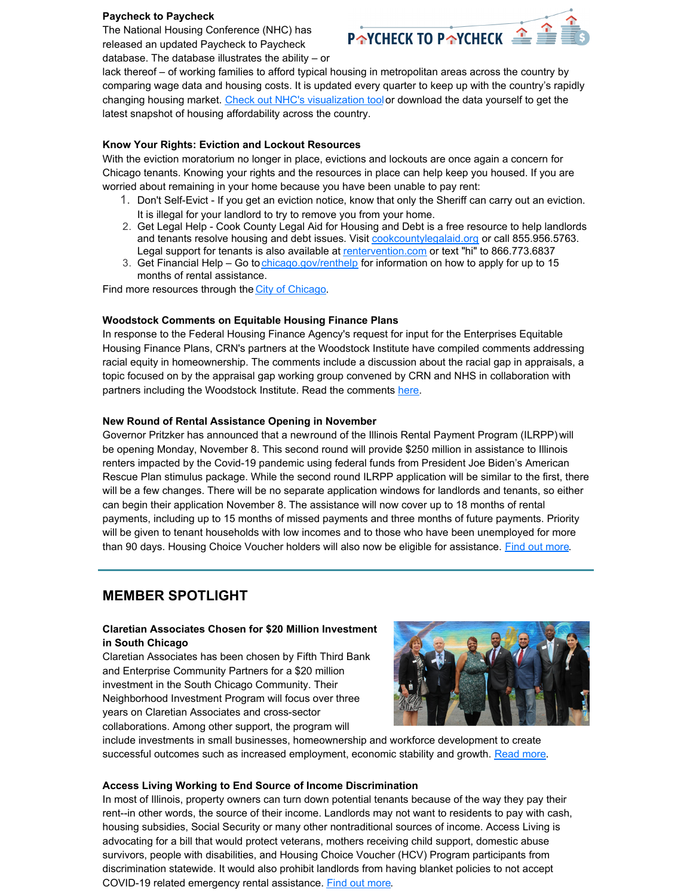**Paycheck to Paycheck**

The National Housing Conference (NHC) has released an updated Paycheck to Paycheck database. The database illustrates the ability – or lack thereof – of working families to afford typical housing in metropolitan areas across the country by comparing wage data and housing costs. It is updated every quarter to keep up with the country's rapidly changing housing market. Check out NHC's visualization tool or download the data yourself to get the latest snapshot of housing affordability across the country.

**Know Your Rights: Eviction and Lockout Resources**

With the eviction moratorium no longer in place, evictions and lockouts are once again a concern for Chicago tenants. Knowing your rights and the resources in place can help keep you housed. If you are worried about remaining in your home because you have been unable to pay rent:

1. Don't Self-Evict - If you get an eviction notice, know that only the Sheriff can carry out an eviction. It is illegal for your landlord to try to remove you from your home.
2. Get Legal Help - Cook County Legal Aid for Housing and Debt is a free resource to help landlords and tenants resolve housing and debt issues. Visit cookcountylegalaid.org or call 855.956.5763. Legal support for tenants is also available at rentervention.com or text "hi" to 866.773.6837
3. Get Financial Help – Go to chicago.gov/renthelp for information on how to apply for up to 15 months of rental assistance.

Find more resources through the City of Chicago.

**Woodstock Comments on Equitable Housing Finance Plans**

In response to the Federal Housing Finance Agency's request for input for the Enterprises Equitable Housing Finance Plans, CRN's partners at the Woodstock Institute have compiled comments addressing racial equity in homeownership. The comments include a discussion about the racial gap in appraisals, a topic focused on by the appraisal gap working group convened by CRN and NHS in collaboration with partners including the Woodstock Institute. Read the comments here.

**New Round of Rental Assistance Opening in November**

Governor Pritzker has announced that a new round of the Illinois Rental Payment Program (ILRPP) will be opening Monday, November 8. This second round will provide $250 million in assistance to Illinois renters impacted by the Covid-19 pandemic using federal funds from President Joe Biden's American Rescue Plan stimulus package. While the second round ILRPP application will be similar to the first, there will be a few changes. There will be no separate application windows for landlords and tenants, so either can begin their application November 8. The assistance will now cover up to 18 months of rental payments, including up to 15 months of missed payments and three months of future payments. Priority will be given to tenant households with low incomes and to those who have been unemployed for more than 90 days. Housing Choice Voucher holders will also now be eligible for assistance. Find out more.

## MEMBER SPOTLIGHT

**Claretian Associates Chosen for $20 Million Investment in South Chicago**

Claretian Associates has been chosen by Fifth Third Bank and Enterprise Community Partners for a $20 million investment in the South Chicago Community. Their Neighborhood Investment Program will focus over three years on Claretian Associates and cross-sector collaborations. Among other support, the program will include investments in small businesses, homeownership and workforce development to create successful outcomes such as increased employment, economic stability and growth. Read more.

**Access Living Working to End Source of Income Discrimination**

In most of Illinois, property owners can turn down potential tenants because of the way they pay their rent--in other words, the source of their income. Landlords may not want to residents to pay with cash, housing subsidies, Social Security or many other nontraditional sources of income. Access Living is advocating for a bill that would protect veterans, mothers receiving child support, domestic abuse survivors, people with disabilities, and Housing Choice Voucher (HCV) Program participants from discrimination statewide. It would also prohibit landlords from having blanket policies to not accept COVID-19 related emergency rental assistance. Find out more.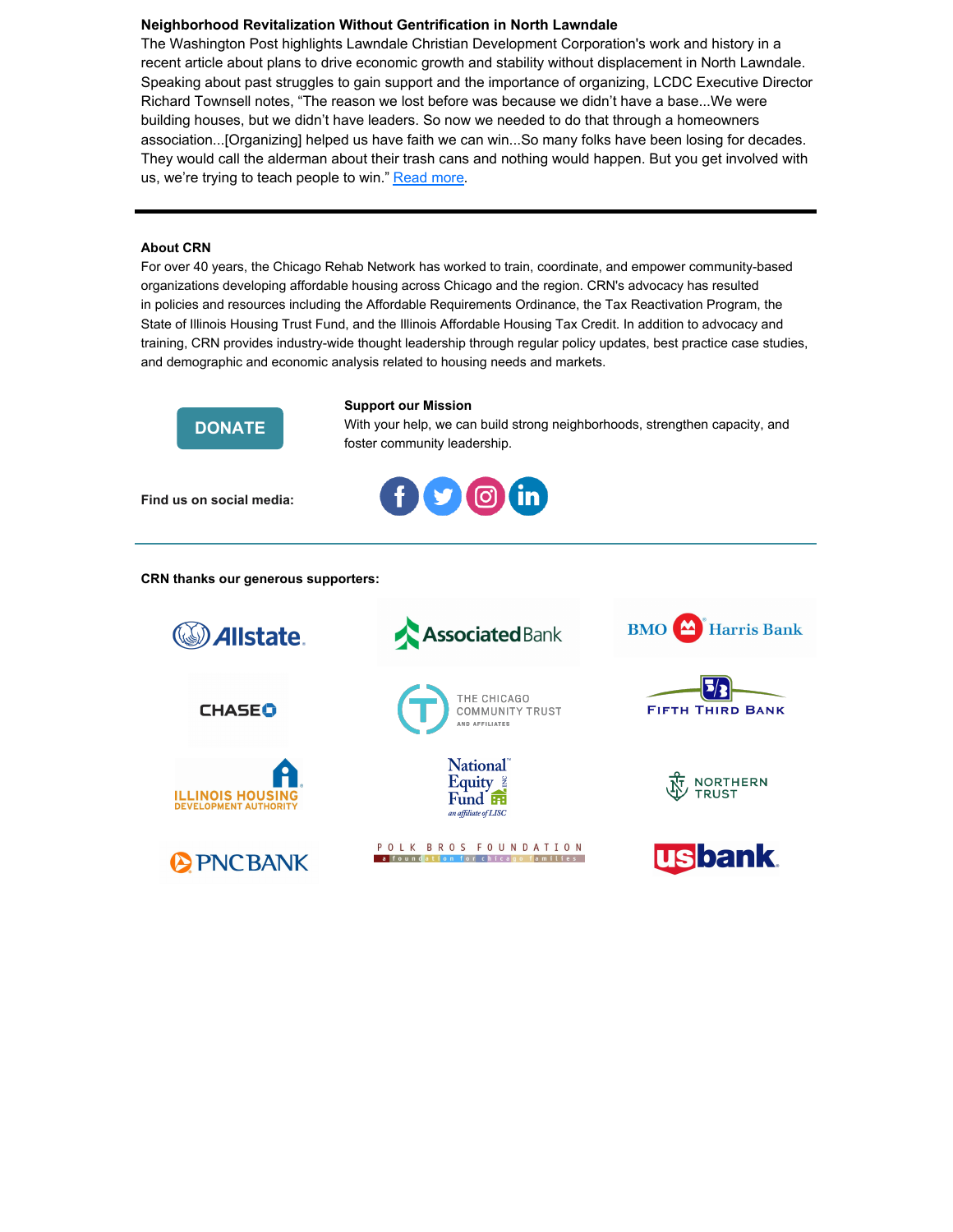**Neighborhood Revitalization Without Gentrification in North Lawndale**

The Washington Post highlights Lawndale Christian Development Corporation's work and history in a recent article about plans to drive economic growth and stability without displacement in North Lawndale. Speaking about past struggles to gain support and the importance of organizing, LCDC Executive Director Richard Townsell notes, “The reason we lost before was because we didn’t have a base...We were building houses, but we didn’t have leaders. So now we needed to do that through a homeowners association...[Organizing] helped us have faith we can win...So many folks have been losing for decades. They would call the alderman about their trash cans and nothing would happen. But you get involved with us, we’re trying to teach people to win.” Read more.

---

**About CRN**

For over 40 years, the Chicago Rehab Network has worked to train, coordinate, and empower community-based organizations developing affordable housing across Chicago and the region. CRN's advocacy has resulted in policies and resources including the Affordable Requirements Ordinance, the Tax Reactivation Program, the State of Illinois Housing Trust Fund, and the Illinois Affordable Housing Tax Credit. In addition to advocacy and training, CRN provides industry-wide thought leadership through regular policy updates, best practice case studies, and demographic and economic analysis related to housing needs and markets.

DONATE

**Support our Mission**

With your help, we can build strong neighborhoods, strengthen capacity, and foster community leadership.

**Find us on social media:**

---

**CRN thanks our generous supporters:**

Allstate

Associated Bank

BMO Harris Bank

CHASE

The Chicago Community Trust and Affiliates

Fifth Third Bank

Illinois Housing Development Authority

National Equity Fund Inc. an affiliate of LISC

Northern Trust

PNC Bank

Polk Bros Foundation a foundation for chicago families

usbank